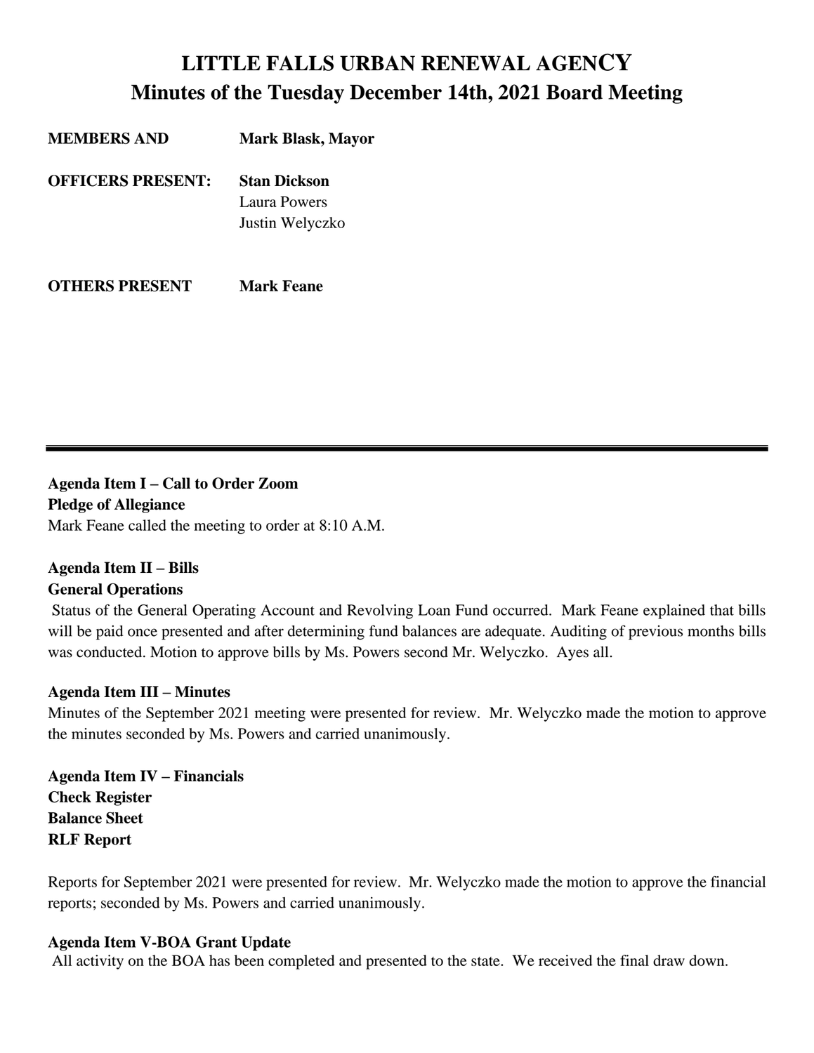# LITTLE FALLS URBAN RENEWAL AGENCY
## Minutes of the Tuesday December 14th, 2021 Board Meeting

**MEMBERS AND OFFICERS PRESENT:**
**Mark Blask, Mayor**
**Stan Dickson**
Laura Powers
Justin Welyczko

**OTHERS PRESENT** **Mark Feane**

---

**Agenda Item I – Call to Order Zoom**
**Pledge of Allegiance**
Mark Feane called the meeting to order at 8:10 A.M.

**Agenda Item II – Bills**
**General Operations**
Status of the General Operating Account and Revolving Loan Fund occurred. Mark Feane explained that bills will be paid once presented and after determining fund balances are adequate. Auditing of previous months bills was conducted. Motion to approve bills by Ms. Powers second Mr. Welyczko. Ayes all.

**Agenda Item III – Minutes**
Minutes of the September 2021 meeting were presented for review. Mr. Welyczko made the motion to approve the minutes seconded by Ms. Powers and carried unanimously.

**Agenda Item IV – Financials**
**Check Register**
**Balance Sheet**
**RLF Report**

Reports for September 2021 were presented for review. Mr. Welyczko made the motion to approve the financial reports; seconded by Ms. Powers and carried unanimously.

**Agenda Item V-BOA Grant Update**
All activity on the BOA has been completed and presented to the state. We received the final draw down.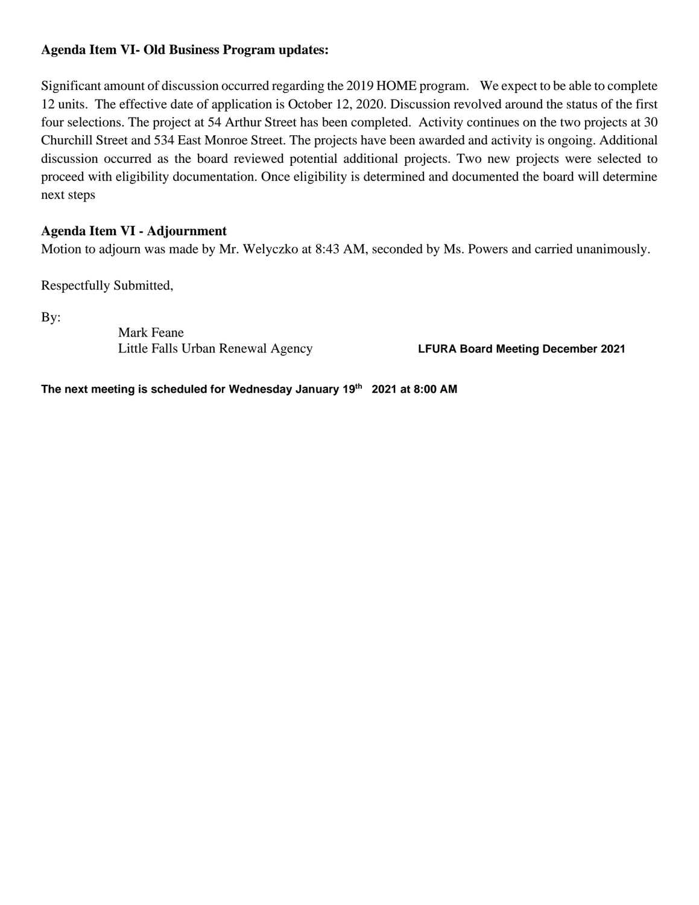**Agenda Item VI- Old Business Program updates:**

Significant amount of discussion occurred regarding the 2019 HOME program. We expect to be able to complete 12 units. The effective date of application is October 12, 2020. Discussion revolved around the status of the first four selections. The project at 54 Arthur Street has been completed. Activity continues on the two projects at 30 Churchill Street and 534 East Monroe Street. The projects have been awarded and activity is ongoing. Additional discussion occurred as the board reviewed potential additional projects. Two new projects were selected to proceed with eligibility documentation. Once eligibility is determined and documented the board will determine next steps

**Agenda Item VI - Adjournment**

Motion to adjourn was made by Mr. Welyczko at 8:43 AM, seconded by Ms. Powers and carried unanimously.

Respectfully Submitted,

By:

Mark Feane
Little Falls Urban Renewal Agency

**LFURA Board Meeting December 2021**

**The next meeting is scheduled for Wednesday January 19th 2021 at 8:00 AM**